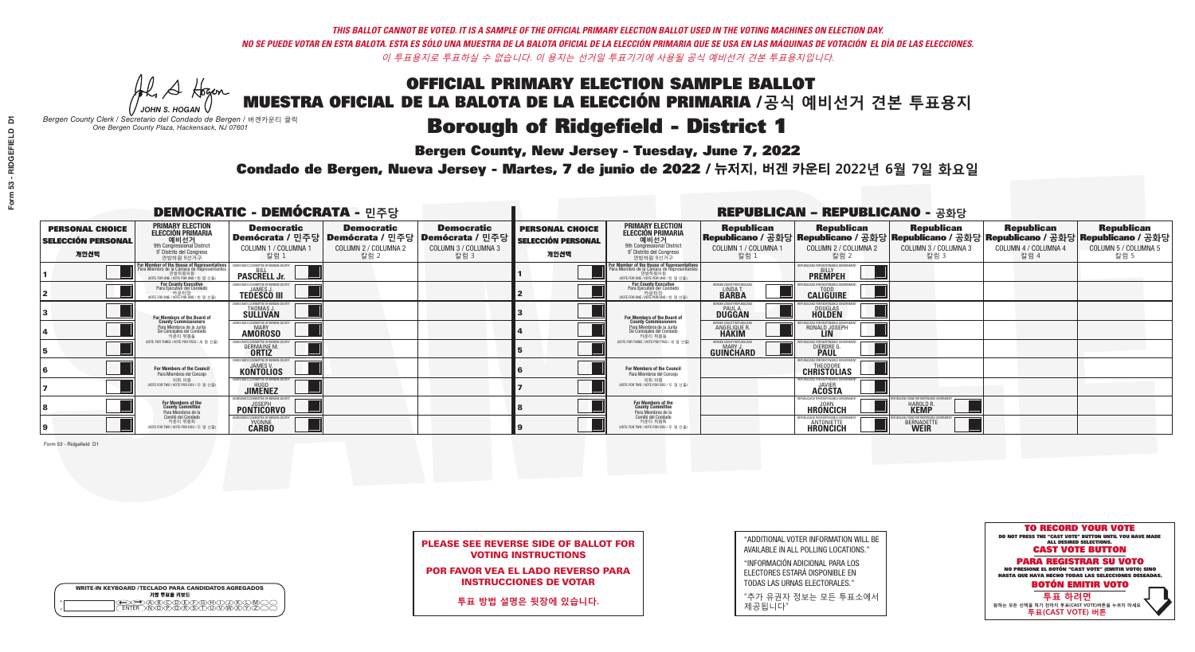*THIS BALLOT CANNOT BE VOTED. IT IS A SAMPLE OF THE OFFICIAL PRIMARY ELECTION BALLOT USED IN THE VOTING MACHINES ON ELECTION DAY.*
*NO SE PUEDE VOTAR EN ESTA BALOTA. ESTA ES SÓLO UNA MUESTRA DE LA BALOTA OFICIAL DE LA ELECCIÓN PRIMARIA QUE SE USA EN LAS MÁQUINAS DE VOTACIÓN EL DÍA DE LAS ELECCIONES.*
*이 투표용지로 투표하실 수 없습니다. 이 용지는 선거일 투표기기에 사용될 공식 예비선거 견본 투표용지입니다.*

JOHN S. HOGAN
Bergen County Clerk / Secretario del Condado de Bergen / 버겐카운티 클럭
One Bergen County Plaza, Hackensack, NJ 07601

# OFFICIAL PRIMARY ELECTION SAMPLE BALLOT
# MUESTRA OFICIAL DE LA BALOTA DE LA ELECCIÓN PRIMARIA /공식 예비선거 견본 투표용지
# Borough of Ridgefield - District 1

**Bergen County, New Jersey - Tuesday, June 7, 2022**

**Condado de Bergen, Nueva Jersey - Martes, 7 de junio de 2022 / 뉴저지, 버겐 카운티 2022년 6월 7일 화요일**

## DEMOCRATIC - DEMÓCRATA - 민주당

| | PERSONAL CHOICE / SELECCIÓN PERSONAL / 개인선택 | PRIMARY ELECTION / ELECCIÓN PRIMARIA / 예비선거 / 9th Congressional District / 9° Distrito del Congreso / 연방하원 9선거구 | Democratic / Demócrata / 민주당 COLUMN 1 / COLUMNA 1 / 칼럼 1 | Democratic / Demócrata / 민주당 COLUMN 2 / COLUMNA 2 / 칼럼 2 | Democratic / Demócrata / 민주당 COLUMN 3 / COLUMNA 3 / 칼럼 3 |
|---|---|---|---|---|---|
| 1 | | For Member of the House of Representatives / Para Miembro de la Cámara de Representantes / 연방하원의원 (VOTE FOR ONE / VOTE POR UNO / 한 명 선출) | BILL PASCRELL Jr. | | |
| 2 | | For County Executive / Para Ejecutivo del Condado / 카운티장 (VOTE FOR ONE / VOTE POR UNO / 한 명 선출) | JAMES J. TEDESCO III | | |
| 3 | | For Members of the Board of County Commissioners / Para Miembros de la Junta De Concejales del Condado / 카운티 위원들 (VOTE FOR THREE / VOTE POR TRES / 세 명 선출) | THOMAS J. SULLIVAN | | |
| 4 | | | MARY AMOROSO | | |
| 5 | | | GERMAINE M. ORTIZ | | |
| 6 | | For Members of the Council / Para Miembros del Concejo / 의회 의원 (VOTE FOR TWO / VOTE POR DOS / 두 명 선출) | JAMES V. KONTOLIOS | | |
| 7 | | | HUGO JIMENEZ | | |
| 8 | | For Members of the County Committee / Para Miembros de la Comité del Condado / 카운티 위원회 (VOTE FOR TWO / VOTE POR DOS / 두 명 선출) | JOSEPH PONTICORVO | | |
| 9 | | | YVONNE CARBO | | |

## REPUBLICAN - REPUBLICANO - 공화당

| | PERSONAL CHOICE / SELECCIÓN PERSONAL / 개인선택 | PRIMARY ELECTION / ELECCIÓN PRIMARIA / 예비선거 / 9th Congressional District / 9° Distrito del Congreso / 연방하원 9선거구 | Republican / Republicano / 공화당 COLUMN 1 / COLUMNA 1 / 칼럼 1 | Republican / Republicano / 공화당 COLUMN 2 / COLUMNA 2 / 칼럼 2 | Republican / Republicano / 공화당 COLUMN 3 / COLUMNA 3 / 칼럼 3 | Republican / Republicano / 공화당 COLUMN 4 / COLUMNA 4 / 칼럼 4 | Republican / Republicano / 공화당 COLUMN 5 / COLUMNA 5 / 칼럼 5 |
|---|---|---|---|---|---|---|---|
| 1 | | For Member of the House of Representatives / Para Miembro de la Cámara de Representantes / 연방하원의원 (VOTE FOR ONE / VOTE POR UNO / 한 명 선출) | | BILLY PREMPEH | | | |
| 2 | | For County Executive / Para Ejecutivo del Condado / 카운티장 (VOTE FOR ONE / VOTE POR UNO / 한 명 선출) | LINDA T. BARBA | TODD CALIGUIRE | | | |
| 3 | | For Members of the Board of County Commissioners / Para Miembros de la Junta De Concejales del Condado / 카운티 위원들 (VOTE FOR THREE / VOTE POR TRES / 세 명 선출) | PAUL A. DUGGAN | DOUGLAS HOLDEN | | | |
| 4 | | | ANGELIQUE R. HAKIM | RONALD JOSEPH LIN | | | |
| 5 | | | MARY J. GUINCHARD | DIERDRE G. PAUL | | | |
| 6 | | For Members of the Council / Para Miembros del Concejo / 의회 의원 (VOTE FOR TWO / VOTE POR DOS / 두 명 선출) | | THEODORE CHRISTOLIAS | | | |
| 7 | | | | JAVIER ACOSTA | | | |
| 8 | | For Members of the County Committee / Para Miembros de la Comité del Condado / 카운티 위원회 (VOTE FOR TWO / VOTE POR DOS / 두 명 선출) | | JOHN HRONCICH | HAROLD R. KEMP | | |
| 9 | | | | ANTONIETTE HRONCICH | BERNADETTE WEIR | | |

Form 53 - Ridgefield D1

**PLEASE SEE REVERSE SIDE OF BALLOT FOR VOTING INSTRUCTIONS**

**POR FAVOR VEA EL LADO REVERSO PARA INSTRUCCIONES DE VOTAR**

**투표 방법 설명은 뒷장에 있습니다.**

"ADDITIONAL VOTER INFORMATION WILL BE AVAILABLE IN ALL POLLING LOCATIONS."

"INFORMACIÓN ADICIONAL PARA LOS ELECTORES ESTARÁ DISPONIBLE EN TODAS LAS URNAS ELECTORALES."

"추가 유권자 정보는 모든 투표소에서 제공됩니다"

**TO RECORD YOUR VOTE**
DO NOT PRESS THE "CAST VOTE" BUTTON UNTIL YOU HAVE MADE ALL DESIRED SELECTIONS.
**CAST VOTE BUTTON**

**PARA REGISTRAR SU VOTO**
NO PRESIONE EL BOTÓN "CAST VOTE" (EMITIR VOTO) SINO HASTA QUE HAYA HECHO TODAS LAS SELECCIONES DESEADAS.
**BOTÓN EMITIR VOTO**

**투표 하려면**
원하는 모든 선택을 하기 전까지 투표(CAST VOTE)버튼을 누르지 마세요
**투표(CAST VOTE) 버튼**

WRITE-IN KEYBOARD /TECLADO PARA CANDIDATOS AGREGADOS
기명 투표용 키보드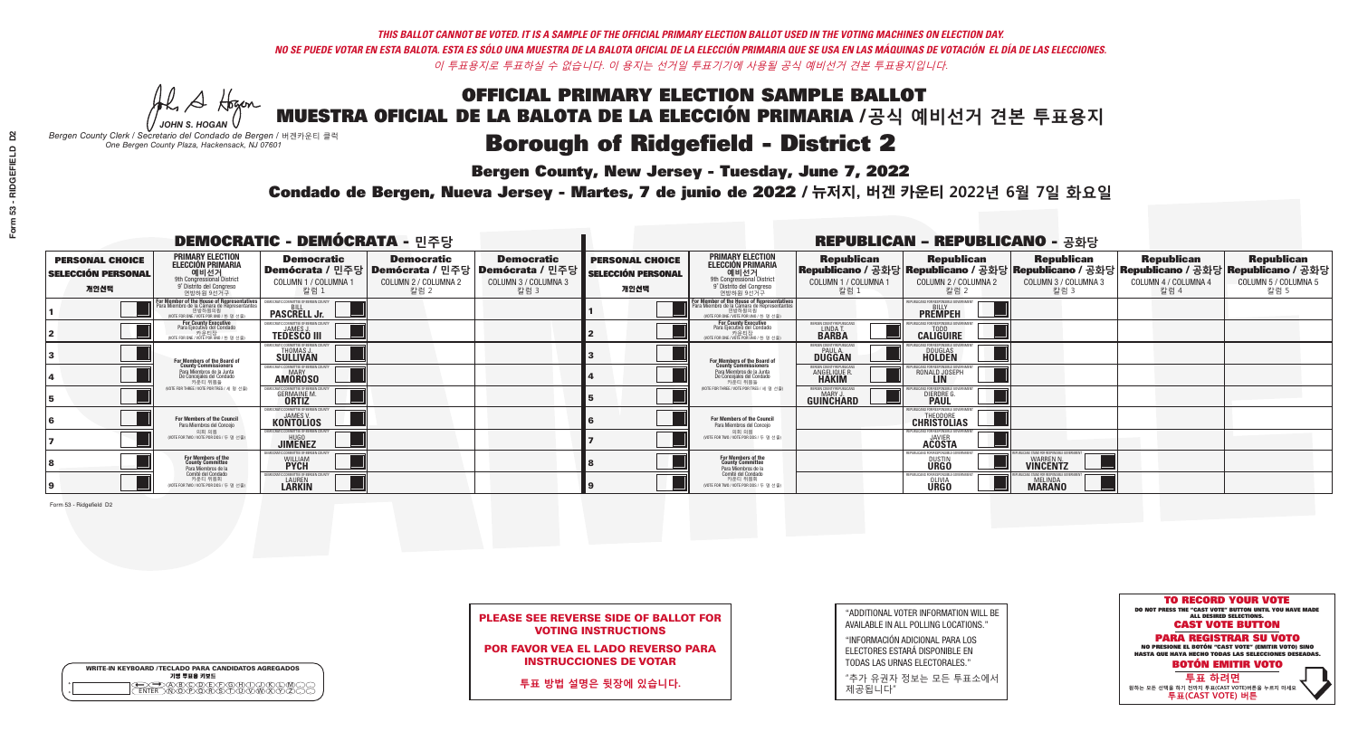*THIS BALLOT CANNOT BE VOTED. IT IS A SAMPLE OF THE OFFICIAL PRIMARY ELECTION BALLOT USED IN THE VOTING MACHINES ON ELECTION DAY.*
*NO SE PUEDE VOTAR EN ESTA BALOTA. ESTA ES SÓLO UNA MUESTRA DE LA BALOTA OFICIAL DE LA ELECCIÓN PRIMARIA QUE SE USA EN LAS MÁQUINAS DE VOTACIÓN EL DÍA DE LAS ELECCIONES.*
*이 투표용지로 투표하실 수 없습니다. 이 용지는 선거일 투표기기에 사용될 공식 예비선거 견본 투표용지입니다.*

JOHN S. HOGAN
*Bergen County Clerk / Secretario del Condado de Bergen / 버겐카운티 클럭*
*One Bergen County Plaza, Hackensack, NJ 07601*

# OFFICIAL PRIMARY ELECTION SAMPLE BALLOT
# MUESTRA OFICIAL DE LA BALOTA DE LA ELECCIÓN PRIMARIA /공식 예비선거 견본 투표용지
## Borough of Ridgefield - District 2

**Bergen County, New Jersey - Tuesday, June 7, 2022**
**Condado de Bergen, Nueva Jersey - Martes, 7 de junio de 2022 / 뉴저지, 버겐 카운티 2022년 6월 7일 화요일**

## DEMOCRATIC - DEMÓCRATA - 민주당

| PERSONAL CHOICE / SELECCIÓN PERSONAL / 개인선택 | PRIMARY ELECTION / ELECCIÓN PRIMARIA / 예비선거 (9th Congressional District / 9° Distrito del Congreso / 연방하원 9선거구) | Democratic / Demócrata / 민주당 COLUMN 1 / COLUMNA 1 / 칼럼 1 | Democratic / Demócrata / 민주당 COLUMN 2 / COLUMNA 2 / 칼럼 2 | Democratic / Demócrata / 민주당 COLUMN 3 / COLUMNA 3 / 칼럼 3 |
|---|---|---|---|---|
| 1 | For Member of the House of Representatives / Para Miembro de la Cámara de Representantes / 연방하원의원 (VOTE FOR ONE / VOTE POR UNO / 한 명 선출) | BILL PASCRELL Jr. | | |
| 2 | For County Executive / Para Ejecutivo del Condado / 카운티장 (VOTE FOR ONE / VOTE POR UNO / 한 명 선출) | JAMES J. TEDESCO III | | |
| 3 | For Members of the Board of County Commissioners / Para Miembros de la Junta De Concejales del Condado / 카운티 위원들 (VOTE FOR THREE / VOTE POR TRES / 세 명 선출) | THOMAS J. SULLIVAN | | |
| 4 | | MARY AMOROSO | | |
| 5 | | GERMAINE M. ORTIZ | | |
| 6 | For Members of the Council / Para Miembros del Concejo / 의회 의원 (VOTE FOR TWO / VOTE POR DOS / 두 명 선출) | JAMES V. KONTOLIOS | | |
| 7 | | HUGO JIMENEZ | | |
| 8 | For Members of the County Committee / Para Miembros de la Comité del Condado / 카운티 위원회 (VOTE FOR TWO / VOTE POR DOS / 두 명 선출) | WILLIAM PYCH | | |
| 9 | | LAUREN LARKIN | | |

## REPUBLICAN - REPUBLICANO - 공화당

| PERSONAL CHOICE / SELECCIÓN PERSONAL / 개인선택 | PRIMARY ELECTION / ELECCIÓN PRIMARIA / 예비선거 (9th Congressional District / 9° Distrito del Congreso / 연방하원 9선거구) | Republican / Republicano / 공화당 COLUMN 1 / COLUMNA 1 / 칼럼 1 | Republican / Republicano / 공화당 COLUMN 2 / COLUMNA 2 / 칼럼 2 | Republican / Republicano / 공화당 COLUMN 3 / COLUMNA 3 / 칼럼 3 | Republican / Republicano / 공화당 COLUMN 4 / COLUMNA 4 / 칼럼 4 | Republican / Republicano / 공화당 COLUMN 5 / COLUMNA 5 / 칼럼 5 |
|---|---|---|---|---|---|---|
| 1 | For Member of the House of Representatives / Para Miembro de la Cámara de Representantes / 연방하원의원 (VOTE FOR ONE / VOTE POR UNO / 한 명 선출) | | BILLY PREMPEH | | | |
| 2 | For County Executive / Para Ejecutivo del Condado / 카운티장 (VOTE FOR ONE / VOTE POR UNO / 한 명 선출) | LINDA T. BARBA | TODD CALIGUIRE | | | |
| 3 | For Members of the Board of County Commissioners / Para Miembros de la Junta De Concejales del Condado / 카운티 위원들 (VOTE FOR THREE / VOTE POR TRES / 세 명 선출) | PAUL A. DUGGAN | DOUGLAS HOLDEN | | | |
| 4 | | ANGELIQUE R. HAKIM | RONALD JOSEPH LIN | | | |
| 5 | | MARY J. GUINCHARD | DIERDRE G. PAUL | | | |
| 6 | For Members of the Council / Para Miembros del Concejo / 의회 의원 (VOTE FOR TWO / VOTE POR DOS / 두 명 선출) | | THEODORE CHRISTOLIAS | | | |
| 7 | | | JAVIER ACOSTA | | | |
| 8 | For Members of the County Committee / Para Miembros de la Comité del Condado / 카운티 위원회 (VOTE FOR TWO / VOTE POR DOS / 두 명 선출) | | DUSTIN URGO | WARREN N. VINCENTZ | | |
| 9 | | | OLIVIA URGO | MELINDA MARANO | | |

Form 53 - Ridgefield D2

**PLEASE SEE REVERSE SIDE OF BALLOT FOR VOTING INSTRUCTIONS**

**POR FAVOR VEA EL LADO REVERSO PARA INSTRUCCIONES DE VOTAR**

**투표 방법 설명은 뒷장에 있습니다.**

"ADDITIONAL VOTER INFORMATION WILL BE AVAILABLE IN ALL POLLING LOCATIONS."

"INFORMACIÓN ADICIONAL PARA LOS ELECTORES ESTARÁ DISPONIBLE EN TODAS LAS URNAS ELECTORALES."

"추가 유권자 정보는 모든 투표소에서 제공됩니다"

WRITE-IN KEYBOARD /TECLADO PARA CANDIDATOS AGREGADOS
기명 투표용 키보드

**TO RECORD YOUR VOTE**
DO NOT PRESS THE "CAST VOTE" BUTTON UNTIL YOU HAVE MADE ALL DESIRED SELECTIONS.
**CAST VOTE BUTTON**

**PARA REGISTRAR SU VOTO**
NO PRESIONE EL BOTÓN "CAST VOTE" (EMITIR VOTO) SINO HASTA QUE HAYA HECHO TODAS LAS SELECCIONES DESEADAS.
**BOTÓN EMITIR VOTO**

**투표 하려면**
원하는 모든 선택을 하기 전까지 투표(CAST VOTE)버튼을 누르지 마세요.
**투표(CAST VOTE) 버튼**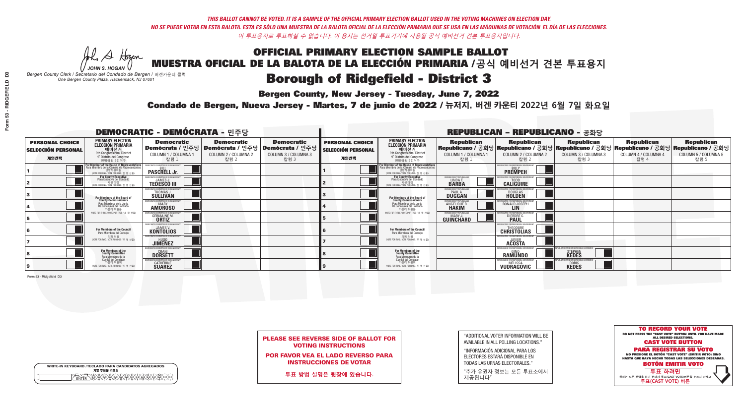*THIS BALLOT CANNOT BE VOTED. IT IS A SAMPLE OF THE OFFICIAL PRIMARY ELECTION BALLOT USED IN THE VOTING MACHINES ON ELECTION DAY.*
*NO SE PUEDE VOTAR EN ESTA BALOTA. ESTA ES SÓLO UNA MUESTRA DE LA BALOTA OFICIAL DE LA ELECCIÓN PRIMARIA QUE SE USA EN LAS MÁQUINAS DE VOTACIÓN EL DÍA DE LAS ELECCIONES.*
*이 투표용지로 투표하실 수 없습니다. 이 용지는 선거일 투표기기에 사용될 공식 예비선거 견본 투표용지입니다.*

JOHN S. HOGAN
*Bergen County Clerk / Secretario del Condado de Bergen / 버겐카운티 클럭*
*One Bergen County Plaza, Hackensack, NJ 07601*

# OFFICIAL PRIMARY ELECTION SAMPLE BALLOT
# MUESTRA OFICIAL DE LA BALOTA DE LA ELECCIÓN PRIMARIA /공식 예비선거 견본 투표용지
# Borough of Ridgefield - District 3

**Bergen County, New Jersey - Tuesday, June 7, 2022**

**Condado de Bergen, Nueva Jersey - Martes, 7 de junio de 2022 / 뉴저지, 버겐 카운티 2022년 6월 7일 화요일**

## DEMOCRATIC - DEMÓCRATA - 민주당

| PERSONAL CHOICE / SELECCIÓN PERSONAL / 개인선택 | PRIMARY ELECTION / ELECCIÓN PRIMARIA / 예비선거 (9th Congressional District / 9° Distrito del Congreso / 연방하원 9선거구) | Democratic / Demócrata / 민주당 COLUMN 1 / COLUMNA 1 / 칼럼 1 | Democratic / Demócrata / 민주당 COLUMN 2 / COLUMNA 2 / 칼럼 2 | Democratic / Demócrata / 민주당 COLUMN 3 / COLUMNA 3 / 칼럼 3 |
|---|---|---|---|---|
| 1 | For Member of the House of Representatives / Para Miembro de la Cámara de Representantes / 연방하원의원 (VOTE FOR ONE / VOTE POR UNO / 한 명 선출) | BILL PASCRELL Jr. | | |
| 2 | For County Executive / Para Ejecutivo del Condado / 카운티장 (VOTE FOR ONE / VOTE POR UNO / 한 명 선출) | JAMES J. TEDESCO III | | |
| 3 | For Members of the Board of County Commissioners / Para Miembros de la Junta De Concejales del Condado / 카운티 위원들 (VOTE FOR THREE / VOTE POR TRES / 세 명 선출) | THOMAS J. SULLIVAN | | |
| 4 | | MARY AMOROSO | | |
| 5 | | GERMAINE M. ORTIZ | | |
| 6 | For Members of the Council / Para Miembros del Concejo / 의회 의원 (VOTE FOR TWO / VOTE POR DOS / 두 명 선출) | JAMES V. KONTOLIOS | | |
| 7 | | HUGO JIMENEZ | | |
| 8 | For Members of the County Committee / Para Miembros de la Comité del Condado / 카운티 위원회 (VOTE FOR TWO / VOTE POR DOS / 두 명 선출) | CRAIG DORSETT | | |
| 9 | | CATHERINE SUAREZ | | |

## REPUBLICAN - REPUBLICANO - 공화당

| PERSONAL CHOICE / SELECCIÓN PERSONAL / 개인선택 | PRIMARY ELECTION / ELECCIÓN PRIMARIA / 예비선거 (9th Congressional District / 9° Distrito del Congreso / 연방하원 9선거구) | Republican / Republicano / 공화당 COLUMN 1 / COLUMNA 1 / 칼럼 1 | Republican / Republicano / 공화당 COLUMN 2 / COLUMNA 2 / 칼럼 2 | Republican / Republicano / 공화당 COLUMN 3 / COLUMNA 3 / 칼럼 3 | Republican / Republicano / 공화당 COLUMN 4 / COLUMNA 4 / 칼럼 4 | Republican / Republicano / 공화당 COLUMN 5 / COLUMNA 5 / 칼럼 5 |
|---|---|---|---|---|---|---|
| 1 | For Member of the House of Representatives / Para Miembro de la Cámara de Representantes / 연방하원의원 (VOTE FOR ONE / VOTE POR UNO / 한 명 선출) | | BILLY PREMPEH | | | |
| 2 | For County Executive / Para Ejecutivo del Condado / 카운티장 (VOTE FOR ONE / VOTE POR UNO / 한 명 선출) | LINDA T. BARBA | TODD CALIGUIRE | | | |
| 3 | For Members of the Board of County Commissioners / Para Miembros de la Junta De Concejales del Condado / 카운티 위원들 (VOTE FOR THREE / VOTE POR TRES / 세 명 선출) | PAUL A. DUGGAN | DOUGLAS HOLDEN | | | |
| 4 | | ANGELIQUE R. HAKIM | RONALD JOSEPH LIN | | | |
| 5 | | MARY J. GUINCHARD | DIERDRE G. PAUL | | | |
| 6 | For Members of the Council / Para Miembros del Concejo / 의회 의원 (VOTE FOR TWO / VOTE POR DOS / 두 명 선출) | | THEODORE CHRISTOLIAS | | | |
| 7 | | | JAVIER ACOSTA | | | |
| 8 | For Members of the County Committee / Para Miembros de la Comité del Condado / 카운티 위원회 (VOTE FOR TWO / VOTE POR DOS / 두 명 선출) | | GINO RAMUNDO | STEPHEN KEDES | | |
| 9 | | | MELISSA VUDRAGOVIC | DORIS KEDES | | |

**PLEASE SEE REVERSE SIDE OF BALLOT FOR VOTING INSTRUCTIONS**

**POR FAVOR VEA EL LADO REVERSO PARA INSTRUCCIONES DE VOTAR**

**투표 방법 설명은 뒷장에 있습니다.**

"ADDITIONAL VOTER INFORMATION WILL BE AVAILABLE IN ALL POLLING LOCATIONS."

"INFORMACIÓN ADICIONAL PARA LOS ELECTORES ESTARÁ DISPONIBLE EN TODAS LAS URNAS ELECTORALES."

"추가 유권자 정보는 모든 투표소에서 제공됩니다"

**TO RECORD YOUR VOTE**
DO NOT PRESS THE "CAST VOTE" BUTTON UNTIL YOU HAVE MADE ALL DESIRED SELECTIONS.
**CAST VOTE BUTTON**

**PARA REGISTRAR SU VOTO**
NO PRESIONE EL BOTÓN "CAST VOTE" (EMITIR VOTO) SINO HASTA QUE HAYA HECHO TODAS LAS SELECCIONES DESEADAS.
**BOTÓN EMITIR VOTO**

**투표 하려면**
원하는 모든 선택을 하기 전까지 투표(CAST VOTE)버튼을 누르지 마세요
**투표(CAST VOTE) 버튼**

WRITE-IN KEYBOARD /TECLADO PARA CANDIDATOS AGREGADOS
기명 투표용 키보드

Form 53 - Ridgefield D3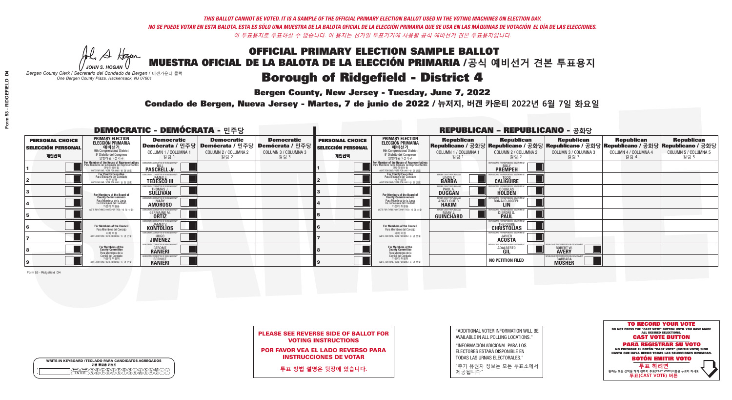THIS BALLOT CANNOT BE VOTED. IT IS A SAMPLE OF THE OFFICIAL PRIMARY ELECTION BALLOT USED IN THE VOTING MACHINES ON ELECTION DAY.
NO SE PUEDE VOTAR EN ESTA BALOTA. ESTA ES SÓLO UNA MUESTRA DE LA BALOTA OFICIAL DE LA ELECCIÓN PRIMARIA QUE SE USA EN LAS MÁQUINAS DE VOTACIÓN EL DÍA DE LAS ELECCIONES.
이 투표용지로 투표하실 수 없습니다. 이 용지는 선거일 투표기기에 사용될 공식 예비선거 견본 투표용지입니다.

JOHN S. HOGAN
Bergen County Clerk / Secretario del Condado de Bergen / 버겐카운티 클럭
One Bergen County Plaza, Hackensack, NJ 07601

# OFFICIAL PRIMARY ELECTION SAMPLE BALLOT
# MUESTRA OFICIAL DE LA BALOTA DE LA ELECCIÓN PRIMARIA /공식 예비선거 견본 투표용지
# Borough of Ridgefield - District 4

**Bergen County, New Jersey - Tuesday, June 7, 2022**
**Condado de Bergen, Nueva Jersey - Martes, 7 de junio de 2022 / 뉴저지, 버겐 카운티 2022년 6월 7일 화요일**

## DEMOCRATIC - DEMÓCRATA - 민주당

| PERSONAL CHOICE / SELECCIÓN PERSONAL / 개인선택 | PRIMARY ELECTION / ELECCIÓN PRIMARIA / 예비선거 (9th Congressional District / 9° Distrito del Congreso / 연방하원 9선거구) | Democratic / Demócrata / 민주당 COLUMN 1 / COLUMNA 1 / 칼럼 1 | Democratic / Demócrata / 민주당 COLUMN 2 / COLUMNA 2 / 칼럼 2 | Democratic / Demócrata / 민주당 COLUMN 3 / COLUMNA 3 / 칼럼 3 |
|---|---|---|---|---|
| 1 | For Member of the House of Representatives / Para Miembro de la Cámara de Representantes / 연방하원의원 (VOTE FOR ONE / VOTE POR UNO / 한 명 선출) | BILL PASCRELL Jr. | | |
| 2 | For County Executive / Para Ejecutivo del Condado / 카운티장 (VOTE FOR ONE / VOTE POR UNO / 한 명 선출) | JAMES J. TEDESCO III | | |
| 3 | For Members of the Board of County Commissioners / Para Miembros de la Junta De Concejales del Condado / 카운티 위원들 (VOTE FOR THREE / VOTE POR TRES / 세 명 선출) | THOMAS J. SULLIVAN | | |
| 4 | | MARY AMOROSO | | |
| 5 | | GERMAINE M. ORTIZ | | |
| 6 | For Members of the Council / Para Miembros del Concejo / 의회 의원 (VOTE FOR TWO / VOTE POR DOS / 두 명 선출) | JAMES V. KONTOLIOS | | |
| 7 | | HUGO JIMENEZ | | |
| 8 | For Members of the County Committee / Para Miembros de la Comité del Condado / 카운티 위원회 (VOTE FOR TWO / VOTE POR DOS / 두 명 선출) | GEROME RANIERI | | |
| 9 | | BERNICE RANIERI | | |

## REPUBLICAN - REPUBLICANO - 공화당

| PERSONAL CHOICE / SELECCIÓN PERSONAL / 개인선택 | PRIMARY ELECTION / ELECCIÓN PRIMARIA / 예비선거 (9th Congressional District / 9° Distrito del Congreso / 연방하원 9선거구) | Republican / Republicano / 공화당 COLUMN 1 / COLUMNA 1 / 칼럼 1 | Republican / Republicano / 공화당 COLUMN 2 / COLUMNA 2 / 칼럼 2 | Republican / Republicano / 공화당 COLUMN 3 / COLUMNA 3 / 칼럼 3 | Republican / Republicano / 공화당 COLUMN 4 / COLUMNA 4 / 칼럼 4 | Republican / Republicano / 공화당 COLUMN 5 / COLUMNA 5 / 칼럼 5 |
|---|---|---|---|---|---|---|
| 1 | For Member of the House of Representatives / Para Miembro de la Cámara de Representantes / 연방하원의원 (VOTE FOR ONE / VOTE POR UNO / 한 명 선출) | | BILLY PREMPEH | | | |
| 2 | For County Executive / Para Ejecutivo del Condado / 카운티장 (VOTE FOR ONE / VOTE POR UNO / 한 명 선출) | LINDA T. BARBA | TODD CALIGUIRE | | | |
| 3 | For Members of the Board of County Commissioners / Para Miembros de la Junta De Concejales del Condado / 카운티 위원들 (VOTE FOR THREE / VOTE POR TRES / 세 명 선출) | PAUL A. DUGGAN | DOUGLAS HOLDEN | | | |
| 4 | | ANGELIQUE R. HAKIM | RONALD JOSEPH LIN | | | |
| 5 | | MARY J. GUINCHARD | DIERDRE G. PAUL | | | |
| 6 | For Members of the Council / Para Miembros del Concejo / 의회 의원 (VOTE FOR TWO / VOTE POR DOS / 두 명 선출) | | THEODORE CHRISTOLIAS | | | |
| 7 | | | JAVIER ACOSTA | | | |
| 8 | For Members of the County Committee / Para Miembros de la Comité del Condado / 카운티 위원회 (VOTE FOR TWO / VOTE POR DOS / 두 명 선출) | | ADALBERTO GIL | ROBERT W. AVERY | | |
| 9 | | | NO PETITION FILED | BARBARA MOSHER | | |

Form 53 - Ridgefield D4

**PLEASE SEE REVERSE SIDE OF BALLOT FOR VOTING INSTRUCTIONS**
**POR FAVOR VEA EL LADO REVERSO PARA INSTRUCCIONES DE VOTAR**
**투표 방법 설명은 뒷장에 있습니다.**

"ADDITIONAL VOTER INFORMATION WILL BE AVAILABLE IN ALL POLLING LOCATIONS."
"INFORMACIÓN ADICIONAL PARA LOS ELECTORES ESTARÁ DISPONIBLE EN TODAS LAS URNAS ELECTORALES."
"추가 유권자 정보는 모든 투표소에서 제공됩니다"

WRITE-IN KEYBOARD /TECLADO PARA CANDIDATOS AGREGADOS
기명 투표용 키보드

**TO RECORD YOUR VOTE**
DO NOT PRESS THE "CAST VOTE" BUTTON UNTIL YOU HAVE MADE ALL DESIRED SELECTIONS.
**CAST VOTE BUTTON**
**PARA REGISTRAR SU VOTO**
NO PRESIONE EL BOTÓN "CAST VOTE" (EMITIR VOTO) SINO HASTA QUE HAYA HECHO TODAS LAS SELECCIONES DESEADAS.
**BOTÓN EMITIR VOTO**
**투표 하려면**
원하는 모든 선택을 하기 전까지 투표(CAST VOTE)버튼을 누르지 마세요
**투표(CAST VOTE) 버튼**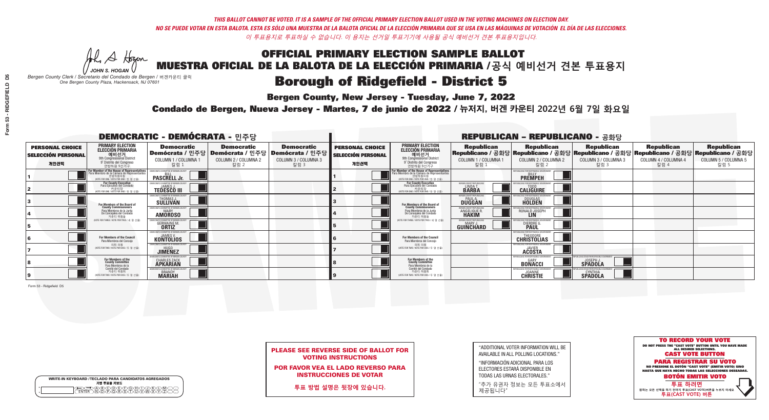*THIS BALLOT CANNOT BE VOTED. IT IS A SAMPLE OF THE OFFICIAL PRIMARY ELECTION BALLOT USED IN THE VOTING MACHINES ON ELECTION DAY.*
*NO SE PUEDE VOTAR EN ESTA BALOTA. ESTA ES SÓLO UNA MUESTRA DE LA BALOTA OFICIAL DE LA ELECCIÓN PRIMARIA QUE SE USA EN LAS MÁQUINAS DE VOTACIÓN EL DÍA DE LAS ELECCIONES.*
*이 투표용지로 투표하실 수 없습니다. 이 용지는 선거일 투표기기에 사용될 공식 예비선거 견본 투표용지입니다.*

JOHN S. HOGAN
*Bergen County Clerk / Secretario del Condado de Bergen / 버겐카운티 클럭*
*One Bergen County Plaza, Hackensack, NJ 07601*

# OFFICIAL PRIMARY ELECTION SAMPLE BALLOT
# MUESTRA OFICIAL DE LA BALOTA DE LA ELECCIÓN PRIMARIA / 공식 예비선거 견본 투표용지

## Borough of Ridgefield - District 5

**Bergen County, New Jersey - Tuesday, June 7, 2022**

**Condado de Bergen, Nueva Jersey - Martes, 7 de junio de 2022 / 뉴저지, 버겐 카운티 2022년 6월 7일 화요일**

### DEMOCRATIC - DEMÓCRATA - 민주당

| PERSONAL CHOICE / SELECCIÓN PERSONAL / 개인선택 | PRIMARY ELECTION / ELECCIÓN PRIMARIA / 예비선거 (9th Congressional District / 9° Distrito del Congreso / 연방하원 9선거구) | Democratic / Demócrata / 민주당 COLUMN 1 / COLUMNA 1 / 칼럼 1 | Democratic / Demócrata / 민주당 COLUMN 2 / COLUMNA 2 / 칼럼 2 | Democratic / Demócrata / 민주당 COLUMN 3 / COLUMNA 3 / 칼럼 3 |
|---|---|---|---|---|
| 1 | For Member of the House of Representatives / Para Miembro de la Cámara de Representantes / 연방하원의원 (VOTE FOR ONE / VOTE POR UNO / 한 명 선출) | BILL PASCRELL Jr. | | |
| 2 | For County Executive / Para Ejecutivo del Condado / 카운티장 (VOTE FOR ONE / VOTE POR UNO / 한 명 선출) | JAMES J. TEDESCO III | | |
| 3 | For Members of the Board of County Commissioners / Para Miembros de la Junta De Concejales del Condado / 카운티 위원들 (VOTE FOR THREE / VOTE POR TRES / 세 명 선출) | THOMAS J. SULLIVAN | | |
| 4 | | MARY AMOROSO | | |
| 5 | | GERMAINE M. ORTIZ | | |
| 6 | For Members of the Council / Para Miembros del Concejo / 의회 의원 (VOTE FOR TWO / VOTE POR DOS / 두 명 선출) | JAMES V. KONTOLIOS | | |
| 7 | | HUGO JIMENEZ | | |
| 8 | For Members of the County Committee / Para Miembros de la Comité del Condado / 카운티 위원회 (VOTE FOR TWO / VOTE POR DOS / 두 명 선출) | CHARLES ZACK APKARIAN | | |
| 9 | | BRANDY MARIAH | | |

### REPUBLICAN - REPUBLICANO - 공화당

| PERSONAL CHOICE / SELECCIÓN PERSONAL / 개인선택 | PRIMARY ELECTION / ELECCIÓN PRIMARIA / 예비선거 (9th Congressional District / 9° Distrito del Congreso / 연방하원 9선거구) | Republican / Republicano / 공화당 COLUMN 1 / COLUMNA 1 / 칼럼 1 | Republican / Republicano / 공화당 COLUMN 2 / COLUMNA 2 / 칼럼 2 | Republican / Republicano / 공화당 COLUMN 3 / COLUMNA 3 / 칼럼 3 | Republican / Republicano / 공화당 COLUMN 4 / COLUMNA 4 / 칼럼 4 | Republican / Republicano / 공화당 COLUMN 5 / COLUMNA 5 / 칼럼 5 |
|---|---|---|---|---|---|---|
| 1 | For Member of the House of Representatives / Para Miembro de la Cámara de Representantes / 연방하원의원 (VOTE FOR ONE / VOTE POR UNO / 한 명 선출) | | BILLY PREMPEH | | | |
| 2 | For County Executive / Para Ejecutivo del Condado / 카운티장 (VOTE FOR ONE / VOTE POR UNO / 한 명 선출) | LINDA T. BARBA | TODD CALIGUIRE | | | |
| 3 | For Members of the Board of County Commissioners / Para Miembros de la Junta De Concejales del Condado / 카운티 위원들 (VOTE FOR THREE / VOTE POR TRES / 세 명 선출) | PAUL A. DUGGAN | DOUGLAS HOLDEN | | | |
| 4 | | ANGELIQUE R. HAKIM | RONALD JOSEPH LIN | | | |
| 5 | | MARY J. GUINCHARD | DIERDRE G. PAUL | | | |
| 6 | For Members of the Council / Para Miembros del Concejo / 의회 의원 (VOTE FOR TWO / VOTE POR DOS / 두 명 선출) | | THEODORE CHRISTOLIAS | | | |
| 7 | | | JAVIER ACOSTA | | | |
| 8 | For Members of the County Committee / Para Miembros de la Comité del Condado / 카운티 위원회 (VOTE FOR TWO / VOTE POR DOS / 두 명 선출) | | GARY BONACCI | JOSEPH J. SPADOLA | | |
| 9 | | | JOANNE CHRISTIE | CYNTHIA SPADOLA | | |

Form 53 - Ridgefield D5

**PLEASE SEE REVERSE SIDE OF BALLOT FOR VOTING INSTRUCTIONS**

**POR FAVOR VEA EL LADO REVERSO PARA INSTRUCCIONES DE VOTAR**

**투표 방법 설명은 뒷장에 있습니다.**

"ADDITIONAL VOTER INFORMATION WILL BE AVAILABLE IN ALL POLLING LOCATIONS."

"INFORMACIÓN ADICIONAL PARA LOS ELECTORES ESTARÁ DISPONIBLE EN TODAS LAS URNAS ELECTORALES."

"추가 유권자 정보는 모든 투표소에서 제공됩니다"

WRITE-IN KEYBOARD /TECLADO PARA CANDIDATOS AGREGADOS
기명 투표용 키보드

**TO RECORD YOUR VOTE**
DO NOT PRESS THE "CAST VOTE" BUTTON UNTIL YOU HAVE MADE ALL DESIRED SELECTIONS.
**CAST VOTE BUTTON**

**PARA REGISTRAR SU VOTO**
NO PRESIONE EL BOTÓN "CAST VOTE" (EMITIR VOTO) SINO HASTA QUE HAYA HECHO TODAS LAS SELECCIONES DESEADAS.
**BOTÓN EMITIR VOTO**

**투표 하려면**
원하는 모든 선택을 하기 전까지 투표(CAST VOTE)버튼을 누르지 마세요.
**투표(CAST VOTE) 버튼**